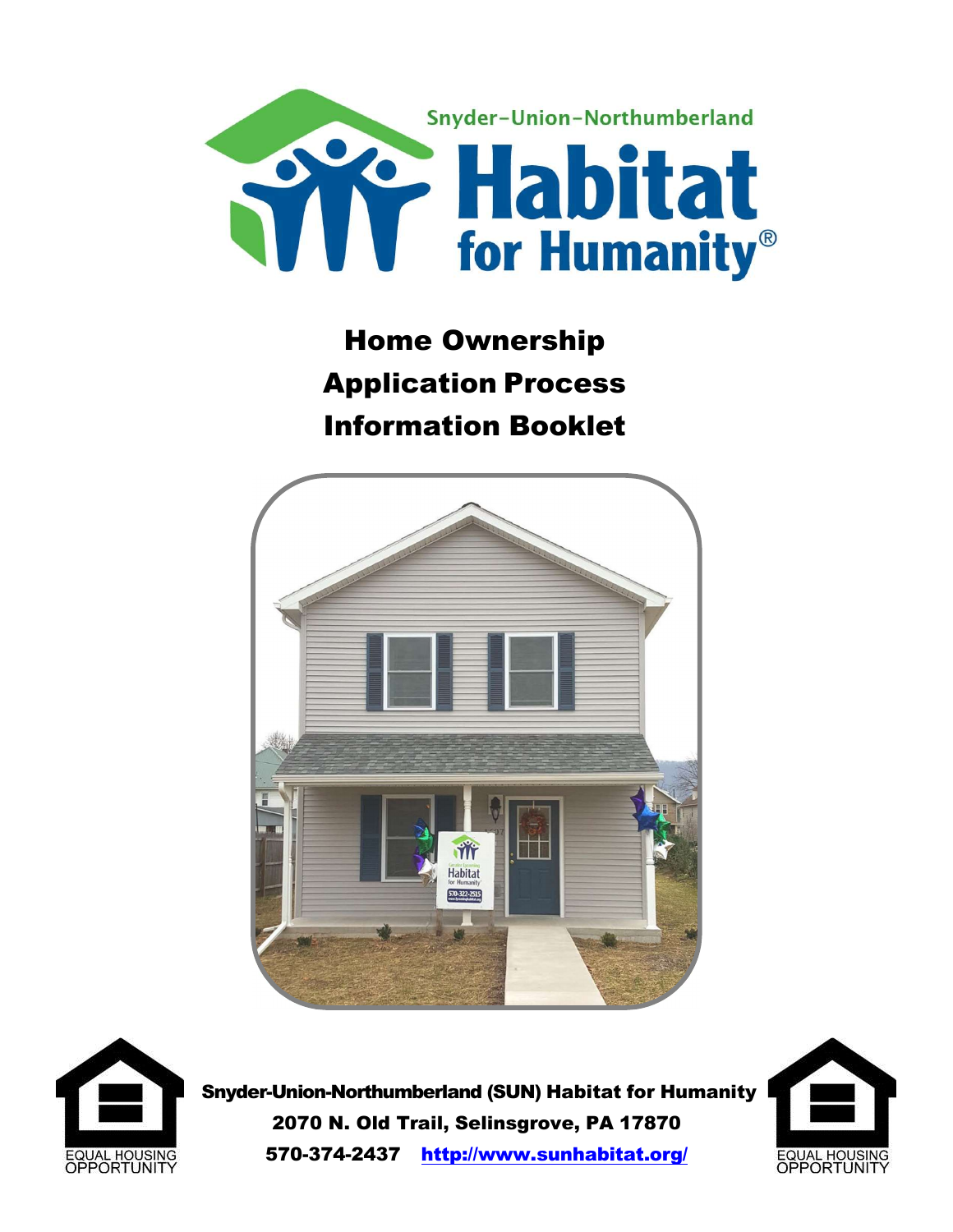Snyder-Union-Northumberland

# Habitat for Humanity®

## Home Ownership Application Process Information Booklet

EQUAL HOUSING OPPORTUNITY

**Snyder-Union-Northumberland (SUN) Habitat for Humanity**

**2070 N. Old Trail, Selinsgrove, PA 17870**

**570-374-2437** [http://www.sunhabitat.org/](http://www.sunhabitat.org/)

EQUAL HOUSING OPPORTUNITY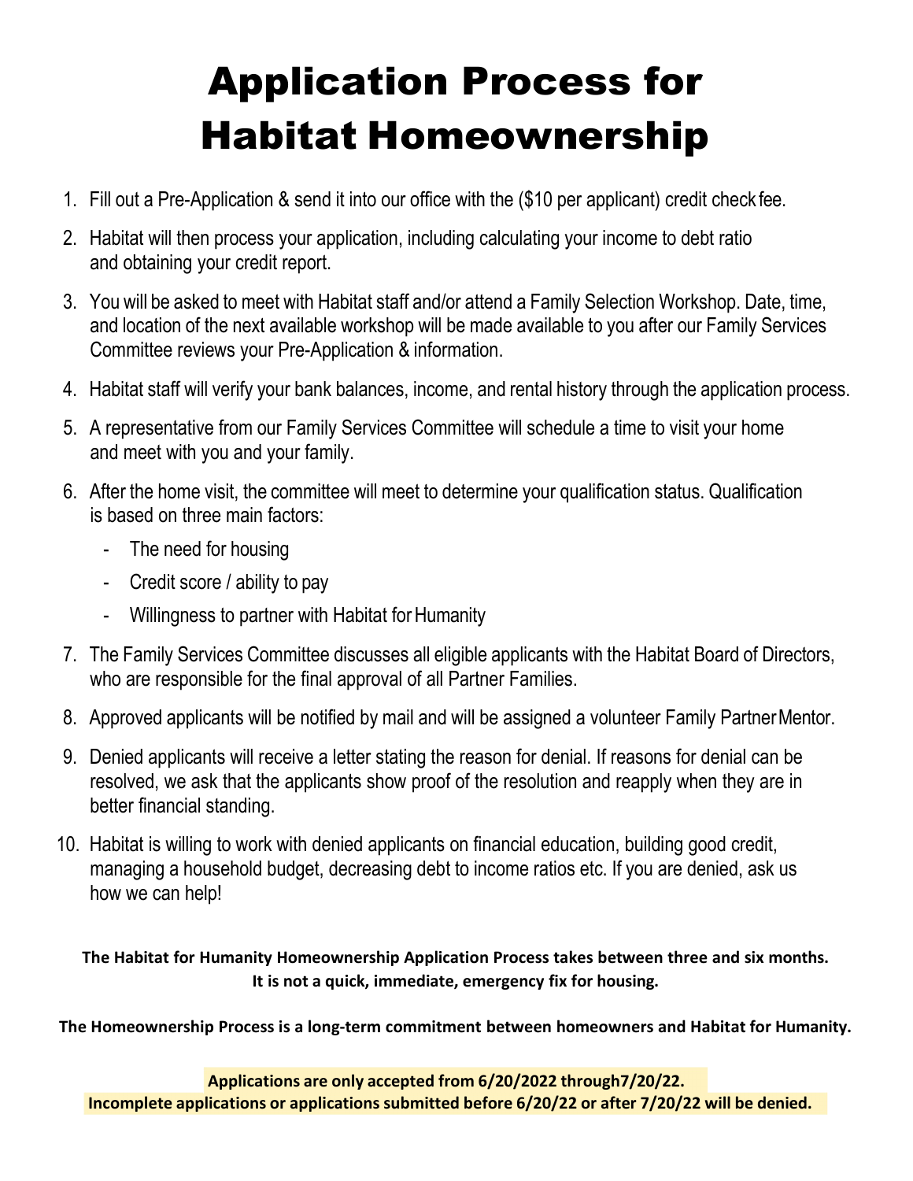# Application Process for Habitat Homeownership

1. Fill out a Pre-Application & send it into our office with the ($10 per applicant) credit check fee.
2. Habitat will then process your application, including calculating your income to debt ratio and obtaining your credit report.
3. You will be asked to meet with Habitat staff and/or attend a Family Selection Workshop. Date, time, and location of the next available workshop will be made available to you after our Family Services Committee reviews your Pre-Application & information.
4. Habitat staff will verify your bank balances, income, and rental history through the application process.
5. A representative from our Family Services Committee will schedule a time to visit your home and meet with you and your family.
6. After the home visit, the committee will meet to determine your qualification status. Qualification is based on three main factors:
   - The need for housing
   - Credit score / ability to pay
   - Willingness to partner with Habitat for Humanity
7. The Family Services Committee discusses all eligible applicants with the Habitat Board of Directors, who are responsible for the final approval of all Partner Families.
8. Approved applicants will be notified by mail and will be assigned a volunteer Family Partner Mentor.
9. Denied applicants will receive a letter stating the reason for denial. If reasons for denial can be resolved, we ask that the applicants show proof of the resolution and reapply when they are in better financial standing.
10. Habitat is willing to work with denied applicants on financial education, building good credit, managing a household budget, decreasing debt to income ratios etc. If you are denied, ask us how we can help!

**The Habitat for Humanity Homeownership Application Process takes between three and six months. It is not a quick, immediate, emergency fix for housing.**

**The Homeownership Process is a long-term commitment between homeowners and Habitat for Humanity.**

**Applications are only accepted from 6/20/2022 through7/20/22.**
**Incomplete applications or applications submitted before 6/20/22 or after 7/20/22 will be denied.**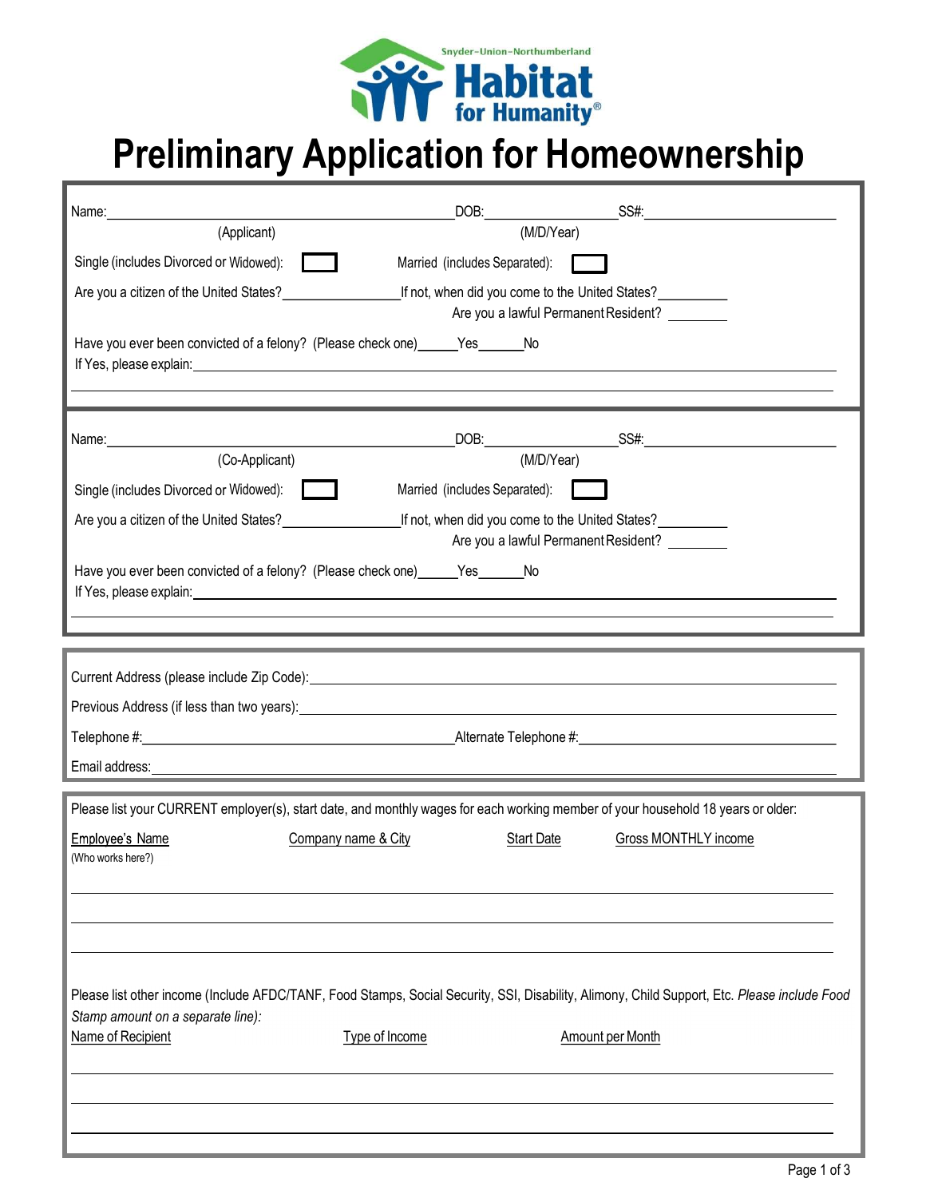Snyder-Union-Northumberland Habitat for Humanity®

# Preliminary Application for Homeownership

Name: ______________________________ DOB: ______________ SS#: ______________________
(Applicant) (M/D/Year)

Single (includes Divorced or Widowed): ☐ Married (includes Separated): ☐

Are you a citizen of the United States? ______________ If not, when did you come to the United States? ________
Are you a lawful Permanent Resident? ________

Have you ever been convicted of a felony? (Please check one) _____Yes _____No
If Yes, please explain: ____________________________________________________________

______________________________________________________________________________

Name: ______________________________ DOB: ______________ SS#: ______________________
(Co-Applicant) (M/D/Year)

Single (includes Divorced or Widowed): ☐ Married (includes Separated): ☐

Are you a citizen of the United States? ______________ If not, when did you come to the United States? ________
Are you a lawful Permanent Resident? ________

Have you ever been convicted of a felony? (Please check one) _____Yes _____No
If Yes, please explain: ____________________________________________________________

______________________________________________________________________________

Current Address (please include Zip Code): ________________________________________________

Previous Address (if less than two years): ________________________________________________

Telephone #: ______________________________ Alternate Telephone #: ______________________

Email address: __________________________________________________________________

Please list your CURRENT employer(s), start date, and monthly wages for each working member of your household 18 years or older:

| Employee's Name (Who works here?) | Company name & City | Start Date | Gross MONTHLY income |
|---|---|---|---|
| | | | |
| | | | |
| | | | |

Please list other income (Include AFDC/TANF, Food Stamps, Social Security, SSI, Disability, Alimony, Child Support, Etc. *Please include Food Stamp amount on a separate line):*

| Name of Recipient | Type of Income | Amount per Month |
|---|---|---|
| | | |
| | | |
| | | |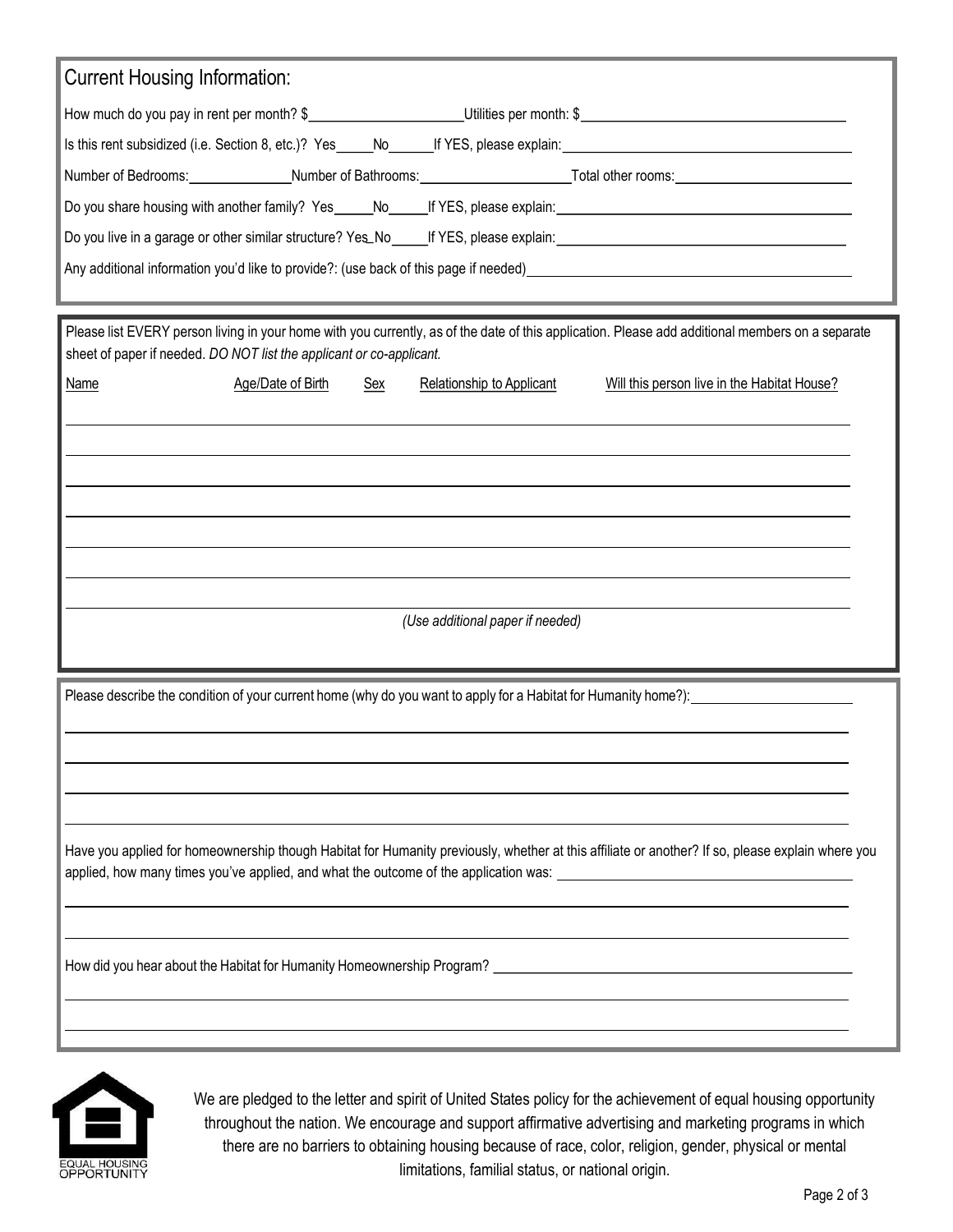## Current Housing Information:

How much do you pay in rent per month? $____________________ Utilities per month: $____________________

Is this rent subsidized (i.e. Section 8, etc.)? Yes_____ No______ If YES, please explain:____________________

Number of Bedrooms:______________ Number of Bathrooms:____________________ Total other rooms:____________________

Do you share housing with another family? Yes_____ No_____ If YES, please explain:____________________

Do you live in a garage or other similar structure? Yes_ No_____ If YES, please explain:____________________

Any additional information you'd like to provide?: (use back of this page if needed)____________________

Please list EVERY person living in your home with you currently, as of the date of this application. Please add additional members on a separate sheet of paper if needed. *DO NOT list the applicant or co-applicant.*

| Name | Age/Date of Birth | Sex | Relationship to Applicant | Will this person live in the Habitat House? |
|---|---|---|---|---|
| | | | | |
| | | | | |
| | | | | |
| | | | | |
| | | | | |
| | | | | |
| | | | | |

*(Use additional paper if needed)*

Please describe the condition of your current home (why do you want to apply for a Habitat for Humanity home?):____________________

Have you applied for homeownership though Habitat for Humanity previously, whether at this affiliate or another? If so, please explain where you applied, how many times you've applied, and what the outcome of the application was: ____________________

How did you hear about the Habitat for Humanity Homeownership Program? ____________________

EQUAL HOUSING OPPORTUNITY

We are pledged to the letter and spirit of United States policy for the achievement of equal housing opportunity throughout the nation. We encourage and support affirmative advertising and marketing programs in which there are no barriers to obtaining housing because of race, color, religion, gender, physical or mental limitations, familial status, or national origin.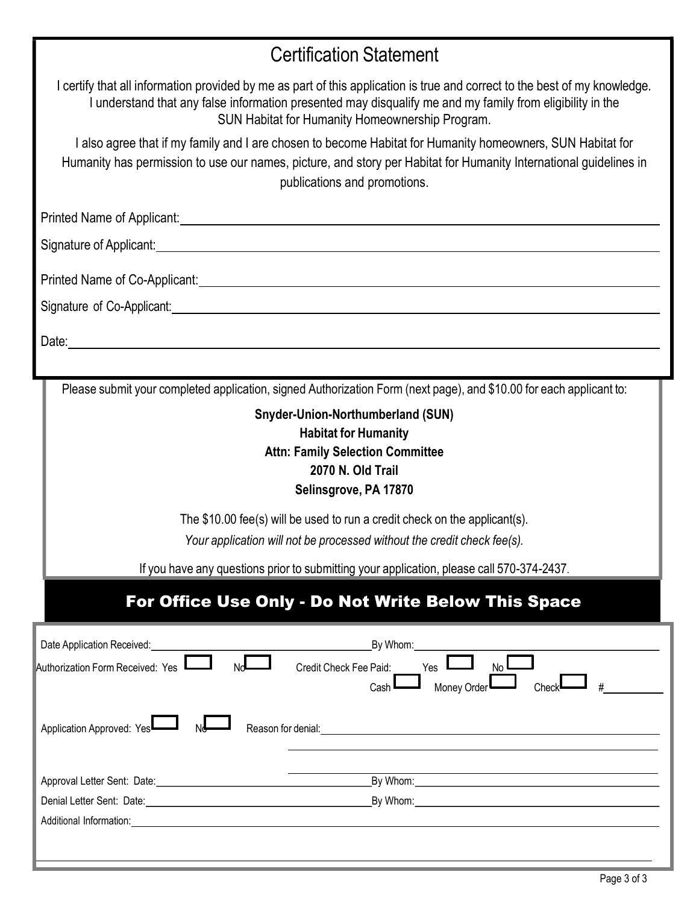## Certification Statement

I certify that all information provided by me as part of this application is true and correct to the best of my knowledge. I understand that any false information presented may disqualify me and my family from eligibility in the SUN Habitat for Humanity Homeownership Program.

I also agree that if my family and I are chosen to become Habitat for Humanity homeowners, SUN Habitat for Humanity has permission to use our names, picture, and story per Habitat for Humanity International guidelines in publications and promotions.

Printed Name of Applicant: ______________________________

Signature of Applicant: ______________________________

Printed Name of Co-Applicant: ______________________________

Signature of Co-Applicant: ______________________________

Date: ______________________________

Please submit your completed application, signed Authorization Form (next page), and $10.00 for each applicant to:

**Snyder-Union-Northumberland (SUN)**
**Habitat for Humanity**
**Attn: Family Selection Committee**
**2070 N. Old Trail**
**Selinsgrove, PA 17870**

The $10.00 fee(s) will be used to run a credit check on the applicant(s).

*Your application will not be processed without the credit check fee(s).*

If you have any questions prior to submitting your application, please call 570-374-2437.

## For Office Use Only - Do Not Write Below This Space

Date Application Received: ____________________ By Whom: ____________________

Authorization Form Received: Yes ☐ No ☐ Credit Check Fee Paid: Yes ☐ No ☐

Cash ☐ Money Order ☐ Check ☐ # __________

Application Approved: Yes ☐ No ☐ Reason for denial: ______________________________

______________________________

______________________________

Approval Letter Sent: Date: ____________________ By Whom: ____________________

Denial Letter Sent: Date: ____________________ By Whom: ____________________

Additional Information: ______________________________

______________________________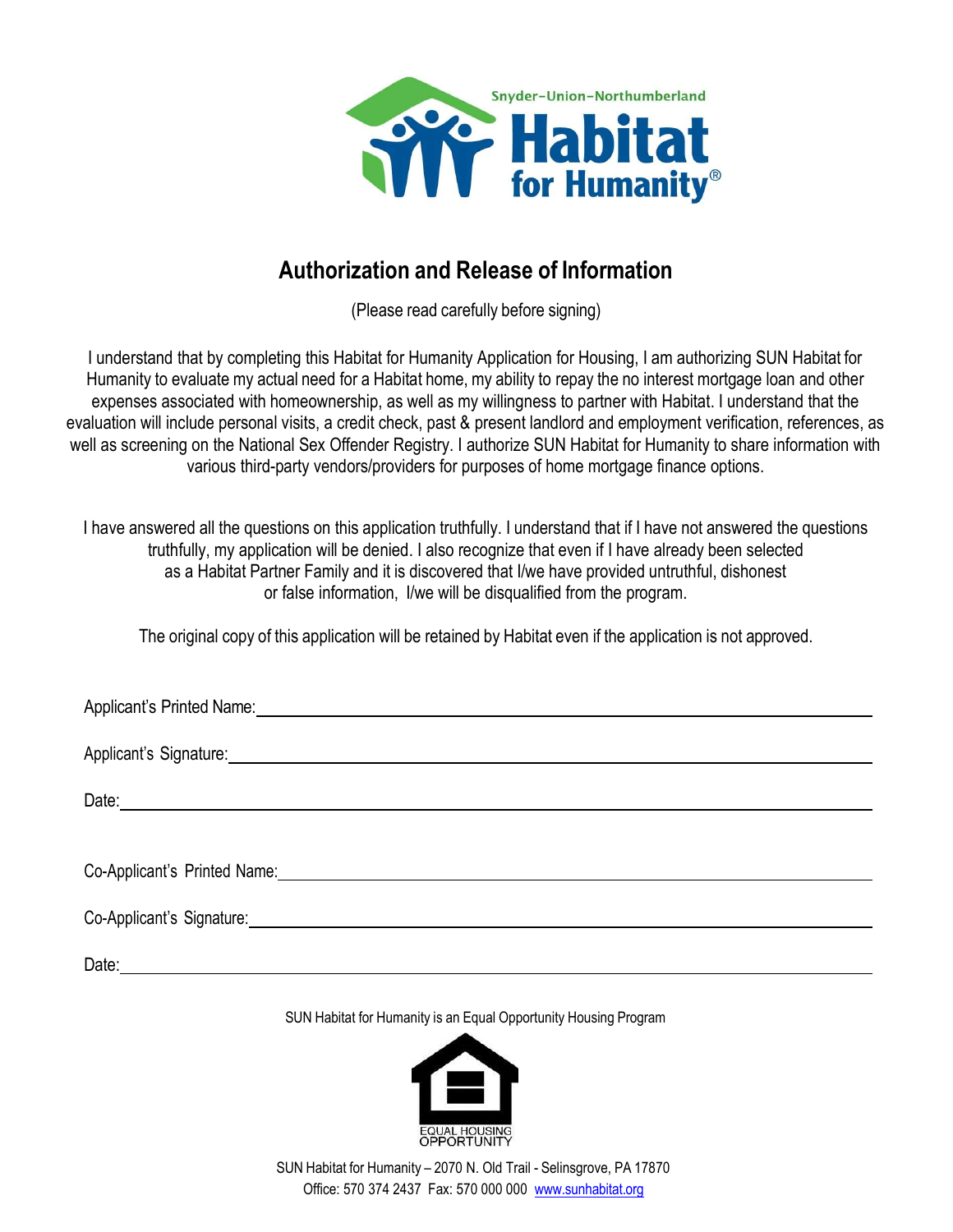Snyder-Union-Northumberland

Habitat for Humanity®

# Authorization and Release of Information

(Please read carefully before signing)

I understand that by completing this Habitat for Humanity Application for Housing, I am authorizing SUN Habitat for Humanity to evaluate my actual need for a Habitat home, my ability to repay the no interest mortgage loan and other expenses associated with homeownership, as well as my willingness to partner with Habitat. I understand that the evaluation will include personal visits, a credit check, past & present landlord and employment verification, references, as well as screening on the National Sex Offender Registry. I authorize SUN Habitat for Humanity to share information with various third-party vendors/providers for purposes of home mortgage finance options.

I have answered all the questions on this application truthfully. I understand that if I have not answered the questions truthfully, my application will be denied. I also recognize that even if I have already been selected as a Habitat Partner Family and it is discovered that I/we have provided untruthful, dishonest or false information, I/we will be disqualified from the program.

The original copy of this application will be retained by Habitat even if the application is not approved.

Applicant's Printed Name: ____________________________________________

Applicant's Signature: ____________________________________________

Date: ____________________________________________

Co-Applicant's Printed Name: ____________________________________________

Co-Applicant's Signature: ____________________________________________

Date: ____________________________________________

SUN Habitat for Humanity is an Equal Opportunity Housing Program

EQUAL HOUSING OPPORTUNITY

SUN Habitat for Humanity – 2070 N. Old Trail - Selinsgrove, PA 17870
Office: 570 374 2437 Fax: 570 000 000 www.sunhabitat.org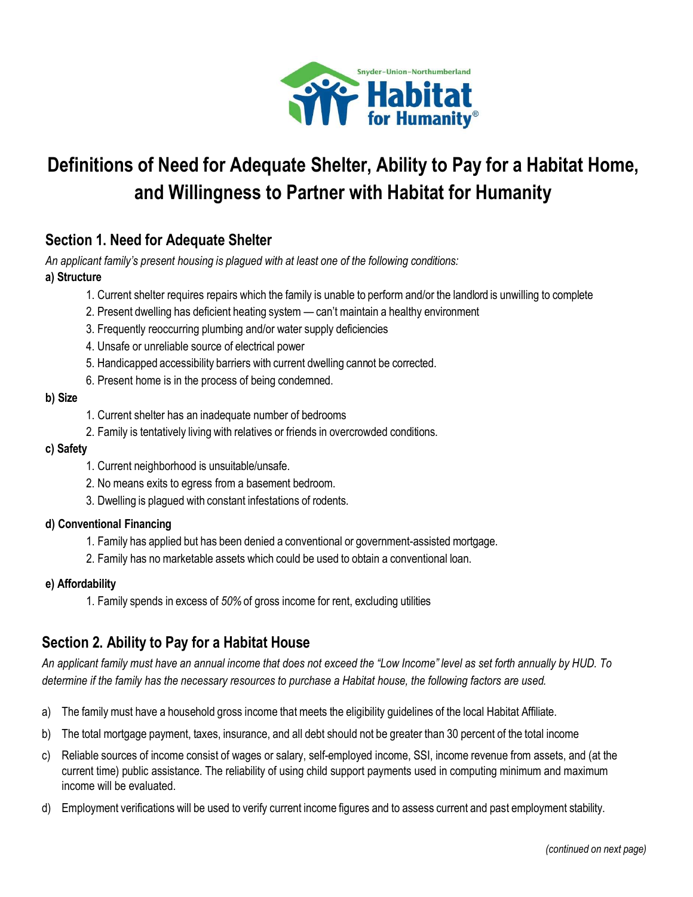# Definitions of Need for Adequate Shelter, Ability to Pay for a Habitat Home, and Willingness to Partner with Habitat for Humanity

## Section 1. Need for Adequate Shelter

*An applicant family's present housing is plagued with at least one of the following conditions:*

**a) Structure**

1. Current shelter requires repairs which the family is unable to perform and/or the landlord is unwilling to complete
2. Present dwelling has deficient heating system — can't maintain a healthy environment
3. Frequently reoccurring plumbing and/or water supply deficiencies
4. Unsafe or unreliable source of electrical power
5. Handicapped accessibility barriers with current dwelling cannot be corrected.
6. Present home is in the process of being condemned.

**b) Size**

1. Current shelter has an inadequate number of bedrooms
2. Family is tentatively living with relatives or friends in overcrowded conditions.

**c) Safety**

1. Current neighborhood is unsuitable/unsafe.
2. No means exits to egress from a basement bedroom.
3. Dwelling is plagued with constant infestations of rodents.

**d) Conventional Financing**

1. Family has applied but has been denied a conventional or government-assisted mortgage.
2. Family has no marketable assets which could be used to obtain a conventional loan.

**e) Affordability**

1. Family spends in excess of *50%* of gross income for rent, excluding utilities

## Section 2. Ability to Pay for a Habitat House

*An applicant family must have an annual income that does not exceed the "Low Income" level as set forth annually by HUD. To determine if the family has the necessary resources to purchase a Habitat house, the following factors are used.*

a) The family must have a household gross income that meets the eligibility guidelines of the local Habitat Affiliate.

b) The total mortgage payment, taxes, insurance, and all debt should not be greater than 30 percent of the total income

c) Reliable sources of income consist of wages or salary, self-employed income, SSI, income revenue from assets, and (at the current time) public assistance. The reliability of using child support payments used in computing minimum and maximum income will be evaluated.

d) Employment verifications will be used to verify current income figures and to assess current and past employment stability.

*(continued on next page)*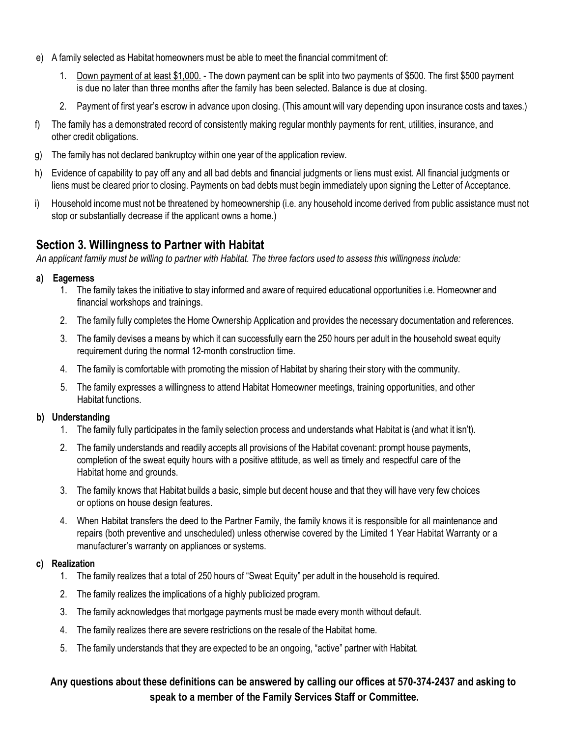e) A family selected as Habitat homeowners must be able to meet the financial commitment of:

   1. Down payment of at least $1,000. - The down payment can be split into two payments of $500. The first $500 payment is due no later than three months after the family has been selected. Balance is due at closing.
   2. Payment of first year's escrow in advance upon closing. (This amount will vary depending upon insurance costs and taxes.)

f) The family has a demonstrated record of consistently making regular monthly payments for rent, utilities, insurance, and other credit obligations.

g) The family has not declared bankruptcy within one year of the application review.

h) Evidence of capability to pay off any and all bad debts and financial judgments or liens must exist. All financial judgments or liens must be cleared prior to closing. Payments on bad debts must begin immediately upon signing the Letter of Acceptance.

i) Household income must not be threatened by homeownership (i.e. any household income derived from public assistance must not stop or substantially decrease if the applicant owns a home.)

## Section 3. Willingness to Partner with Habitat

*An applicant family must be willing to partner with Habitat. The three factors used to assess this willingness include:*

**a) Eagerness**

1. The family takes the initiative to stay informed and aware of required educational opportunities i.e. Homeowner and financial workshops and trainings.
2. The family fully completes the Home Ownership Application and provides the necessary documentation and references.
3. The family devises a means by which it can successfully earn the 250 hours per adult in the household sweat equity requirement during the normal 12-month construction time.
4. The family is comfortable with promoting the mission of Habitat by sharing their story with the community.
5. The family expresses a willingness to attend Habitat Homeowner meetings, training opportunities, and other Habitat functions.

**b) Understanding**

1. The family fully participates in the family selection process and understands what Habitat is (and what it isn't).
2. The family understands and readily accepts all provisions of the Habitat covenant: prompt house payments, completion of the sweat equity hours with a positive attitude, as well as timely and respectful care of the Habitat home and grounds.
3. The family knows that Habitat builds a basic, simple but decent house and that they will have very few choices or options on house design features.
4. When Habitat transfers the deed to the Partner Family, the family knows it is responsible for all maintenance and repairs (both preventive and unscheduled) unless otherwise covered by the Limited 1 Year Habitat Warranty or a manufacturer's warranty on appliances or systems.

**c) Realization**

1. The family realizes that a total of 250 hours of "Sweat Equity" per adult in the household is required.
2. The family realizes the implications of a highly publicized program.
3. The family acknowledges that mortgage payments must be made every month without default.
4. The family realizes there are severe restrictions on the resale of the Habitat home.
5. The family understands that they are expected to be an ongoing, "active" partner with Habitat.

**Any questions about these definitions can be answered by calling our offices at 570-374-2437 and asking to speak to a member of the Family Services Staff or Committee.**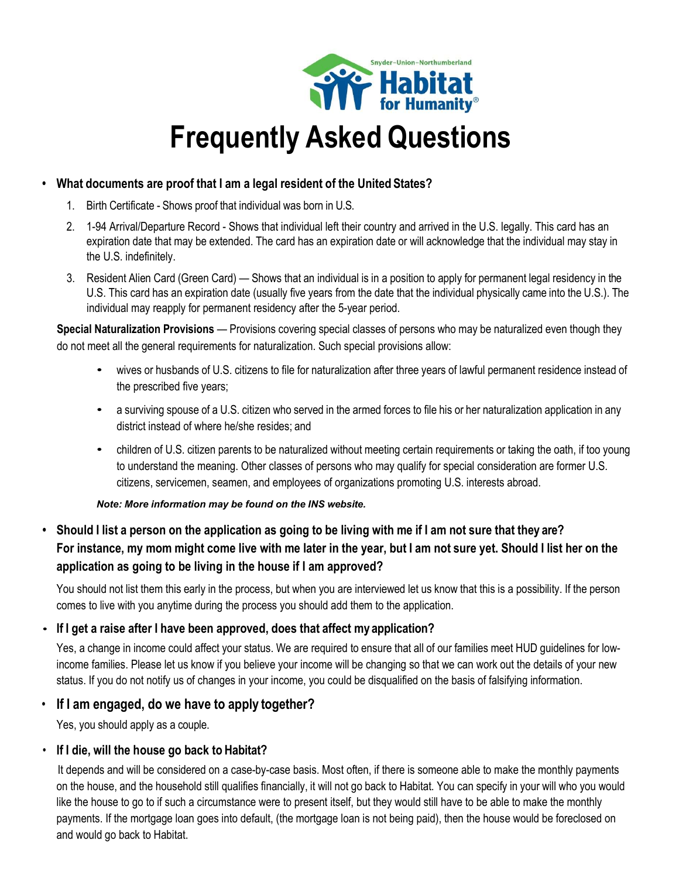Snyder-Union-Northumberland Habitat for Humanity®

# Frequently Asked Questions

- **What documents are proof that I am a legal resident of the United States?**

  1. Birth Certificate - Shows proof that individual was born in U.S.
  2. 1-94 Arrival/Departure Record - Shows that individual left their country and arrived in the U.S. legally. This card has an expiration date that may be extended. The card has an expiration date or will acknowledge that the individual may stay in the U.S. indefinitely.
  3. Resident Alien Card (Green Card) — Shows that an individual is in a position to apply for permanent legal residency in the U.S. This card has an expiration date (usually five years from the date that the individual physically came into the U.S.). The individual may reapply for permanent residency after the 5-year period.

  **Special Naturalization Provisions** — Provisions covering special classes of persons who may be naturalized even though they do not meet all the general requirements for naturalization. Such special provisions allow:

  - wives or husbands of U.S. citizens to file for naturalization after three years of lawful permanent residence instead of the prescribed five years;
  - a surviving spouse of a U.S. citizen who served in the armed forces to file his or her naturalization application in any district instead of where he/she resides; and
  - children of U.S. citizen parents to be naturalized without meeting certain requirements or taking the oath, if too young to understand the meaning. Other classes of persons who may qualify for special consideration are former U.S. citizens, servicemen, seamen, and employees of organizations promoting U.S. interests abroad.

  ***Note: More information may be found on the INS website.***

- **Should I list a person on the application as going to be living with me if I am not sure that they are? For instance, my mom might come live with me later in the year, but I am not sure yet. Should I list her on the application as going to be living in the house if I am approved?**

  You should not list them this early in the process, but when you are interviewed let us know that this is a possibility. If the person comes to live with you anytime during the process you should add them to the application.

- **If I get a raise after I have been approved, does that affect my application?**

  Yes, a change in income could affect your status. We are required to ensure that all of our families meet HUD guidelines for low-income families. Please let us know if you believe your income will be changing so that we can work out the details of your new status. If you do not notify us of changes in your income, you could be disqualified on the basis of falsifying information.

- **If I am engaged, do we have to apply together?**

  Yes, you should apply as a couple.

- **If I die, will the house go back to Habitat?**

  It depends and will be considered on a case-by-case basis. Most often, if there is someone able to make the monthly payments on the house, and the household still qualifies financially, it will not go back to Habitat. You can specify in your will who you would like the house to go to if such a circumstance were to present itself, but they would still have to be able to make the monthly payments. If the mortgage loan goes into default, (the mortgage loan is not being paid), then the house would be foreclosed on and would go back to Habitat.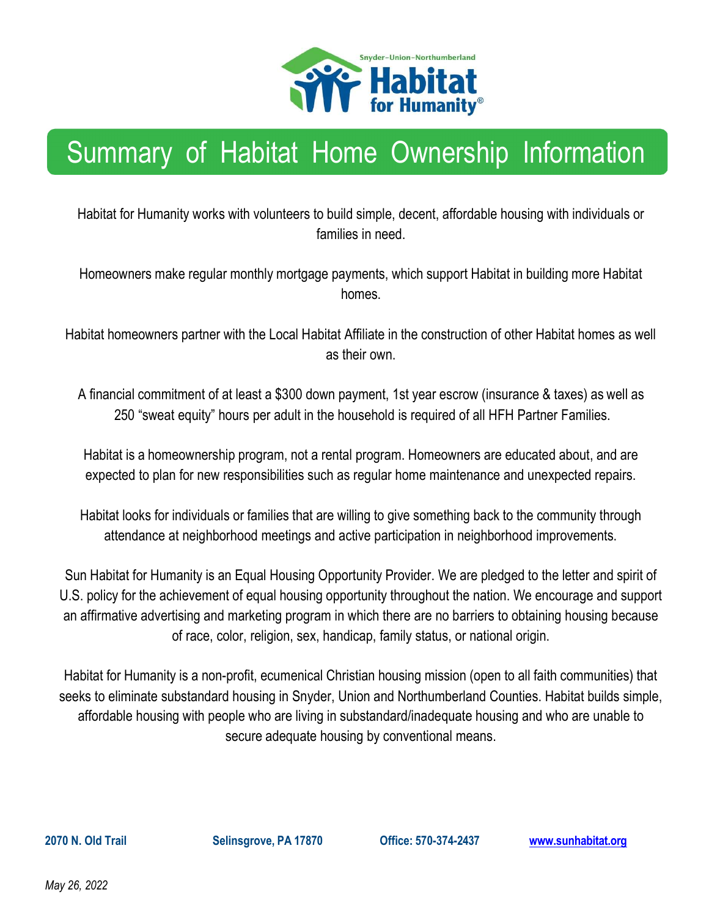Snyder–Union–Northumberland
Habitat for Humanity®

# Summary of Habitat Home Ownership Information

Habitat for Humanity works with volunteers to build simple, decent, affordable housing with individuals or families in need.

Homeowners make regular monthly mortgage payments, which support Habitat in building more Habitat homes.

Habitat homeowners partner with the Local Habitat Affiliate in the construction of other Habitat homes as well as their own.

A financial commitment of at least a $300 down payment, 1st year escrow (insurance & taxes) as well as 250 "sweat equity" hours per adult in the household is required of all HFH Partner Families.

Habitat is a homeownership program, not a rental program. Homeowners are educated about, and are expected to plan for new responsibilities such as regular home maintenance and unexpected repairs.

Habitat looks for individuals or families that are willing to give something back to the community through attendance at neighborhood meetings and active participation in neighborhood improvements.

Sun Habitat for Humanity is an Equal Housing Opportunity Provider. We are pledged to the letter and spirit of U.S. policy for the achievement of equal housing opportunity throughout the nation. We encourage and support an affirmative advertising and marketing program in which there are no barriers to obtaining housing because of race, color, religion, sex, handicap, family status, or national origin.

Habitat for Humanity is a non-profit, ecumenical Christian housing mission (open to all faith communities) that seeks to eliminate substandard housing in Snyder, Union and Northumberland Counties. Habitat builds simple, affordable housing with people who are living in substandard/inadequate housing and who are unable to secure adequate housing by conventional means.

**2070 N. Old Trail** **Selinsgrove, PA 17870** **Office: 570-374-2437** **www.sunhabitat.org**

*May 26, 2022*